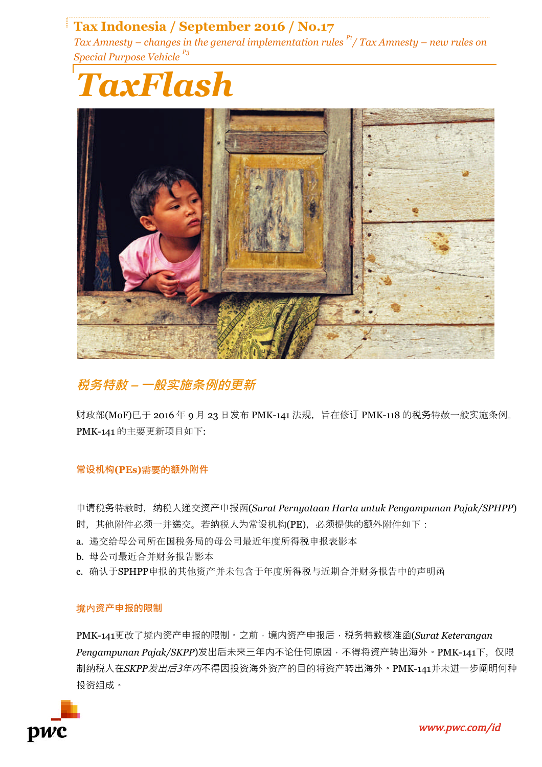**Tax Indonesia / September 2016 / No.17**

*Tax Amnesty – changes in the general implementation rules* [P1] */ Tax Amnesty – new rules on Special Purpose Vehicle* [P3]

# *TaxFlash*

## *税务特赦 – 一般实施条例的更新*

财政部(MoF)已于 2016 年 9 月 23 日发布 PMK-141 法规，旨在修订 PMK-118 的税务特赦一般实施条例。PMK-141 的主要更新项目如下:

### 常设机构(PEs)需要的额外附件

申请税务特赦时，纳税人递交资产申报函(*Surat Pernyataan Harta untuk Pengampunan Pajak/SPHPP*)时，其他附件必须一并递交。若纳税人为常设机构(PE)，必须提供的额外附件如下：

a. 递交给母公司所在国税务局的母公司最近年度所得税申报表影本

b. 母公司最近合并财务报告影本

c. 确认于SPHPP申报的其他资产并未包含于年度所得税与近期合并财务报告中的声明函

### 境内资产申报的限制

PMK-141更改了境内资产申报的限制。之前，境内资产申报后，税务特赦核准函(*Surat Keterangan Pengampunan Pajak/SKPP*)发出后未来三年内不论任何原因，不得将资产转出海外。PMK-141下，仅限制纳税人在*SKPP发出后3年内*不得因投资海外资产的目的将资产转出海外。PMK-141并未进一步阐明何种投资组成。

*www.pwc.com/id*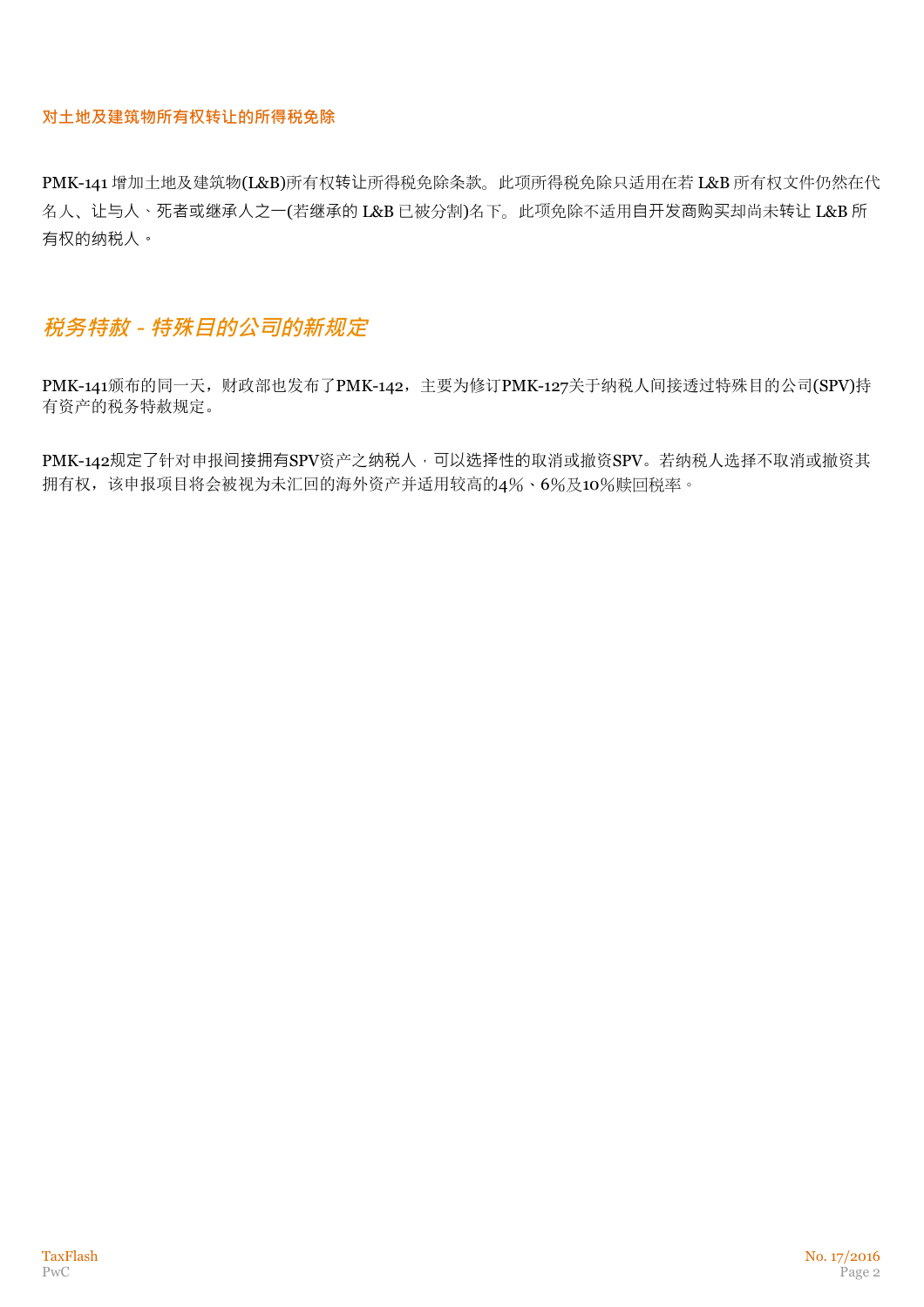### 对土地及建筑物所有权转让的所得税免除

PMK-141 增加土地及建筑物(L&B)所有权转让所得税免除条款。此项所得税免除只适用在若 L&B 所有权文件仍然在代名人、让与人、死者或继承人之一(若继承的 L&B 已被分割)名下。此项免除不适用自开发商购买却尚未转让 L&B 所有权的纳税人。

## *税务特赦 - 特殊目的公司的新规定*

PMK-141颁布的同一天，财政部也发布了PMK-142，主要为修订PMK-127关于纳税人间接透过特殊目的公司(SPV)持有资产的税务特赦规定。

PMK-142规定了针对申报间接拥有SPV资产之纳税人，可以选择性的取消或撤资SPV。若纳税人选择不取消或撤资其拥有权，该申报项目将会被视为未汇回的海外资产并适用较高的4%、6%及10%赎回税率。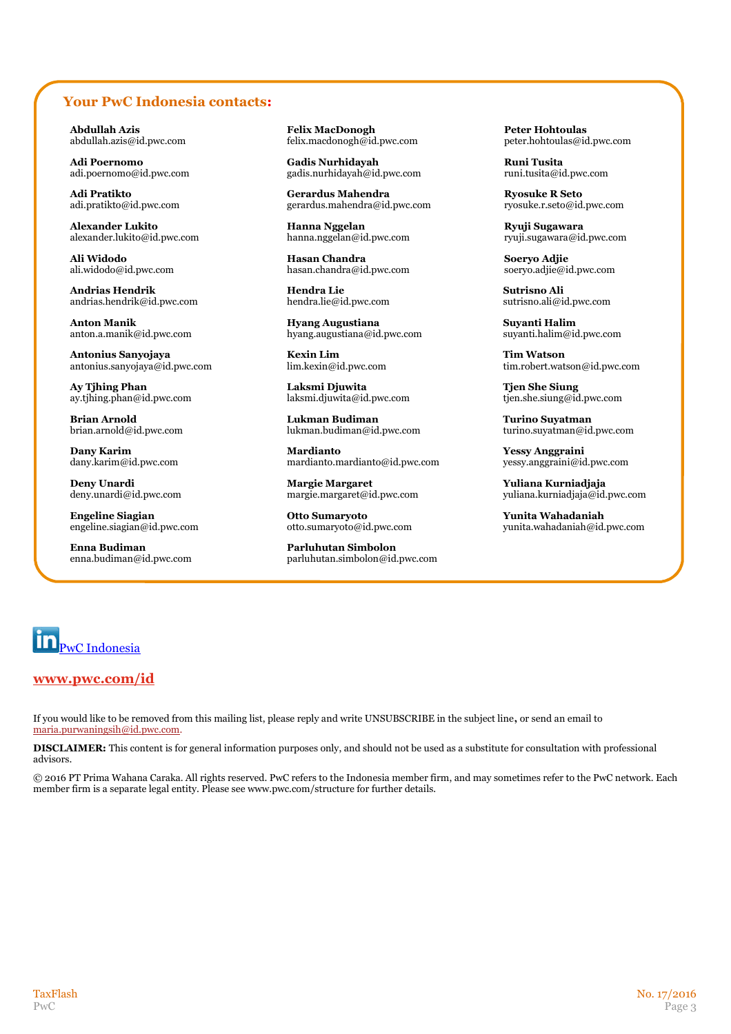## Your PwC Indonesia contacts:

**Abdullah Azis**
abdullah.azis@id.pwc.com

**Adi Poernomo**
adi.poernomo@id.pwc.com

**Adi Pratikto**
adi.pratikto@id.pwc.com

**Alexander Lukito**
alexander.lukito@id.pwc.com

**Ali Widodo**
ali.widodo@id.pwc.com

**Andrias Hendrik**
andrias.hendrik@id.pwc.com

**Anton Manik**
anton.a.manik@id.pwc.com

**Antonius Sanyojaya**
antonius.sanyojaya@id.pwc.com

**Ay Tjhing Phan**
ay.tjhing.phan@id.pwc.com

**Brian Arnold**
brian.arnold@id.pwc.com

**Dany Karim**
dany.karim@id.pwc.com

**Deny Unardi**
deny.unardi@id.pwc.com

**Engeline Siagian**
engeline.siagian@id.pwc.com

**Enna Budiman**
enna.budiman@id.pwc.com

**Felix MacDonogh**
felix.macdonogh@id.pwc.com

**Gadis Nurhidayah**
gadis.nurhidayah@id.pwc.com

**Gerardus Mahendra**
gerardus.mahendra@id.pwc.com

**Hanna Nggelan**
hanna.nggelan@id.pwc.com

**Hasan Chandra**
hasan.chandra@id.pwc.com

**Hendra Lie**
hendra.lie@id.pwc.com

**Hyang Augustiana**
hyang.augustiana@id.pwc.com

**Kexin Lim**
lim.kexin@id.pwc.com

**Laksmi Djuwita**
laksmi.djuwita@id.pwc.com

**Lukman Budiman**
lukman.budiman@id.pwc.com

**Mardianto**
mardianto.mardianto@id.pwc.com

**Margie Margaret**
margie.margaret@id.pwc.com

**Otto Sumaryoto**
otto.sumaryoto@id.pwc.com

**Parluhutan Simbolon**
parluhutan.simbolon@id.pwc.com

**Peter Hohtoulas**
peter.hohtoulas@id.pwc.com

**Runi Tusita**
runi.tusita@id.pwc.com

**Ryosuke R Seto**
ryosuke.r.seto@id.pwc.com

**Ryuji Sugawara**
ryuji.sugawara@id.pwc.com

**Soeryo Adjie**
soeryo.adjie@id.pwc.com

**Sutrisno Ali**
sutrisno.ali@id.pwc.com

**Suyanti Halim**
suyanti.halim@id.pwc.com

**Tim Watson**
tim.robert.watson@id.pwc.com

**Tjen She Siung**
tjen.she.siung@id.pwc.com

**Turino Suyatman**
turino.suyatman@id.pwc.com

**Yessy Anggraini**
yessy.anggraini@id.pwc.com

**Yuliana Kurniadjaja**
yuliana.kurniadjaja@id.pwc.com

**Yunita Wahadaniah**
yunita.wahadaniah@id.pwc.com

PwC Indonesia

**www.pwc.com/id**

If you would like to be removed from this mailing list, please reply and write UNSUBSCRIBE in the subject line, or send an email to maria.purwaningsih@id.pwc.com.

**DISCLAIMER:** This content is for general information purposes only, and should not be used as a substitute for consultation with professional advisors.

© 2016 PT Prima Wahana Caraka. All rights reserved. PwC refers to the Indonesia member firm, and may sometimes refer to the PwC network. Each member firm is a separate legal entity. Please see www.pwc.com/structure for further details.